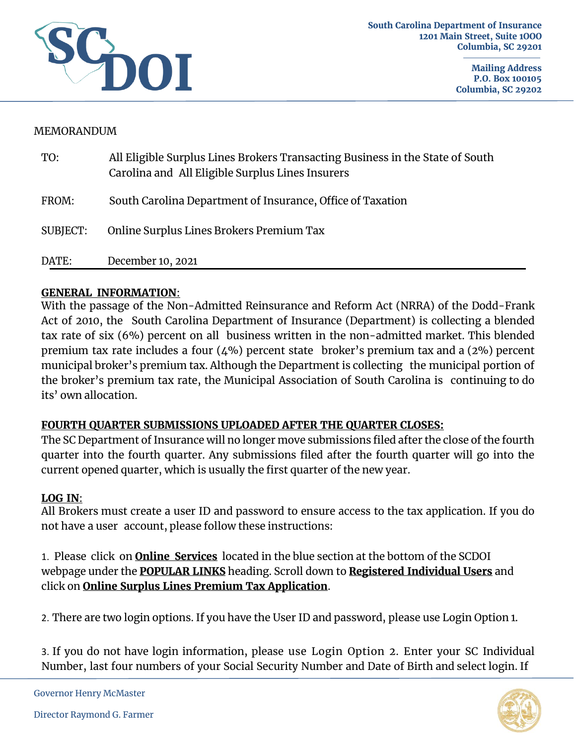South Carolina Department of Insurance
1201 Main Street, Suite 1000
Columbia, SC 29201

Mailing Address
P.O. Box 100105
Columbia, SC 29202

MEMORANDUM

TO: All Eligible Surplus Lines Brokers Transacting Business in the State of South Carolina and All Eligible Surplus Lines Insurers

FROM: South Carolina Department of Insurance, Office of Taxation

SUBJECT: Online Surplus Lines Brokers Premium Tax

DATE: December 10, 2021

**GENERAL INFORMATION**:

With the passage of the Non-Admitted Reinsurance and Reform Act (NRRA) of the Dodd-Frank Act of 2010, the South Carolina Department of Insurance (Department) is collecting a blended tax rate of six (6%) percent on all business written in the non-admitted market. This blended premium tax rate includes a four (4%) percent state broker's premium tax and a (2%) percent municipal broker's premium tax. Although the Department is collecting the municipal portion of the broker's premium tax rate, the Municipal Association of South Carolina is continuing to do its' own allocation.

**FOURTH QUARTER SUBMISSIONS UPLOADED AFTER THE QUARTER CLOSES:**

The SC Department of Insurance will no longer move submissions filed after the close of the fourth quarter into the fourth quarter. Any submissions filed after the fourth quarter will go into the current opened quarter, which is usually the first quarter of the new year.

**LOG IN**:

All Brokers must create a user ID and password to ensure access to the tax application. If you do not have a user account, please follow these instructions:

1. Please click on **Online Services** located in the blue section at the bottom of the SCDOI webpage under the **POPULAR LINKS** heading. Scroll down to **Registered Individual Users** and click on **Online Surplus Lines Premium Tax Application**.

2. There are two login options. If you have the User ID and password, please use Login Option 1.

3. If you do not have login information, please use Login Option 2. Enter your SC Individual Number, last four numbers of your Social Security Number and Date of Birth and select login. If

Governor Henry McMaster

Director Raymond G. Farmer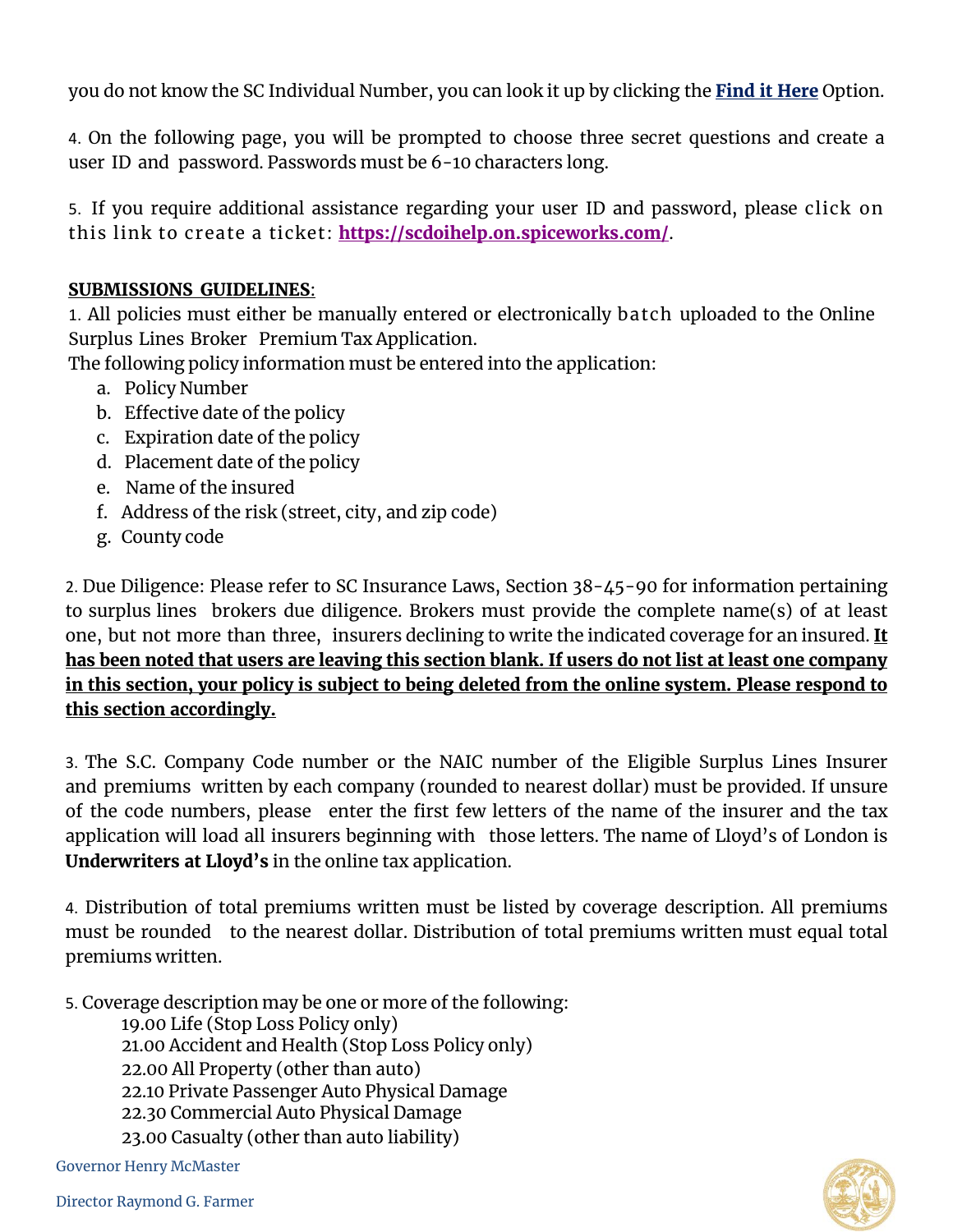you do not know the SC Individual Number, you can look it up by clicking the **Find it Here** Option.

4. On the following page, you will be prompted to choose three secret questions and create a user ID and password. Passwords must be 6-10 characters long.

5. If you require additional assistance regarding your user ID and password, please click on this link to create a ticket: **https://scdoihelp.on.spiceworks.com/**.

**SUBMISSIONS GUIDELINES**:

1. All policies must either be manually entered or electronically batch uploaded to the Online Surplus Lines Broker Premium Tax Application.

The following policy information must be entered into the application:

a. Policy Number
b. Effective date of the policy
c. Expiration date of the policy
d. Placement date of the policy
e. Name of the insured
f. Address of the risk (street, city, and zip code)
g. County code

2. Due Diligence: Please refer to SC Insurance Laws, Section 38-45-90 for information pertaining to surplus lines brokers due diligence. Brokers must provide the complete name(s) of at least one, but not more than three, insurers declining to write the indicated coverage for an insured. **It has been noted that users are leaving this section blank. If users do not list at least one company in this section, your policy is subject to being deleted from the online system. Please respond to this section accordingly.**

3. The S.C. Company Code number or the NAIC number of the Eligible Surplus Lines Insurer and premiums written by each company (rounded to nearest dollar) must be provided. If unsure of the code numbers, please enter the first few letters of the name of the insurer and the tax application will load all insurers beginning with those letters. The name of Lloyd's of London is **Underwriters at Lloyd's** in the online tax application.

4. Distribution of total premiums written must be listed by coverage description. All premiums must be rounded to the nearest dollar. Distribution of total premiums written must equal total premiums written.

5. Coverage description may be one or more of the following:

19.00 Life (Stop Loss Policy only)
21.00 Accident and Health (Stop Loss Policy only)
22.00 All Property (other than auto)
22.10 Private Passenger Auto Physical Damage
22.30 Commercial Auto Physical Damage
23.00 Casualty (other than auto liability)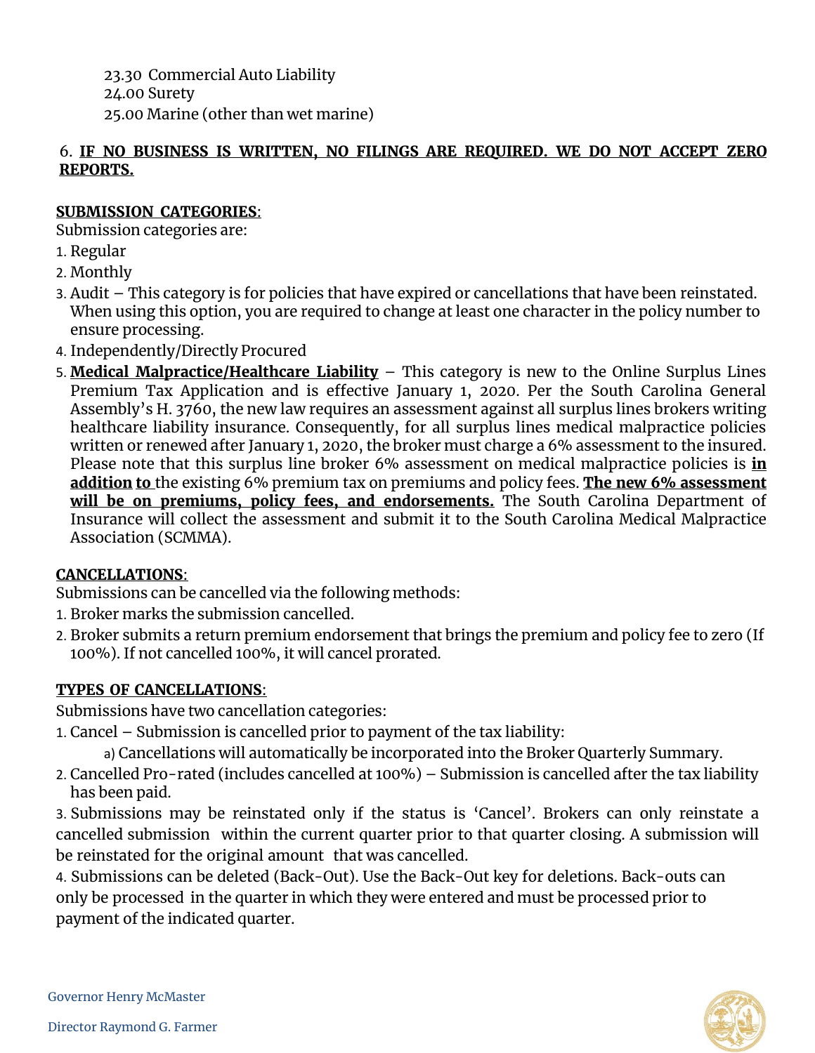23.30 Commercial Auto Liability
24.00 Surety
25.00 Marine (other than wet marine)

6. **IF NO BUSINESS IS WRITTEN, NO FILINGS ARE REQUIRED. WE DO NOT ACCEPT ZERO REPORTS.**

**SUBMISSION CATEGORIES**:

Submission categories are:

1. Regular
2. Monthly
3. Audit – This category is for policies that have expired or cancellations that have been reinstated. When using this option, you are required to change at least one character in the policy number to ensure processing.
4. Independently/Directly Procured
5. **Medical Malpractice/Healthcare Liability** – This category is new to the Online Surplus Lines Premium Tax Application and is effective January 1, 2020. Per the South Carolina General Assembly's H. 3760, the new law requires an assessment against all surplus lines brokers writing healthcare liability insurance. Consequently, for all surplus lines medical malpractice policies written or renewed after January 1, 2020, the broker must charge a 6% assessment to the insured. Please note that this surplus line broker 6% assessment on medical malpractice policies is **in addition to** the existing 6% premium tax on premiums and policy fees. **The new 6% assessment will be on premiums, policy fees, and endorsements.** The South Carolina Department of Insurance will collect the assessment and submit it to the South Carolina Medical Malpractice Association (SCMMA).

**CANCELLATIONS**:

Submissions can be cancelled via the following methods:

1. Broker marks the submission cancelled.
2. Broker submits a return premium endorsement that brings the premium and policy fee to zero (If 100%). If not cancelled 100%, it will cancel prorated.

**TYPES OF CANCELLATIONS**:

Submissions have two cancellation categories:

1. Cancel – Submission is cancelled prior to payment of the tax liability:
   a) Cancellations will automatically be incorporated into the Broker Quarterly Summary.
2. Cancelled Pro-rated (includes cancelled at 100%) – Submission is cancelled after the tax liability has been paid.
3. Submissions may be reinstated only if the status is 'Cancel'. Brokers can only reinstate a cancelled submission within the current quarter prior to that quarter closing. A submission will be reinstated for the original amount that was cancelled.
4. Submissions can be deleted (Back-Out). Use the Back-Out key for deletions. Back-outs can only be processed in the quarter in which they were entered and must be processed prior to payment of the indicated quarter.

Governor Henry McMaster

Director Raymond G. Farmer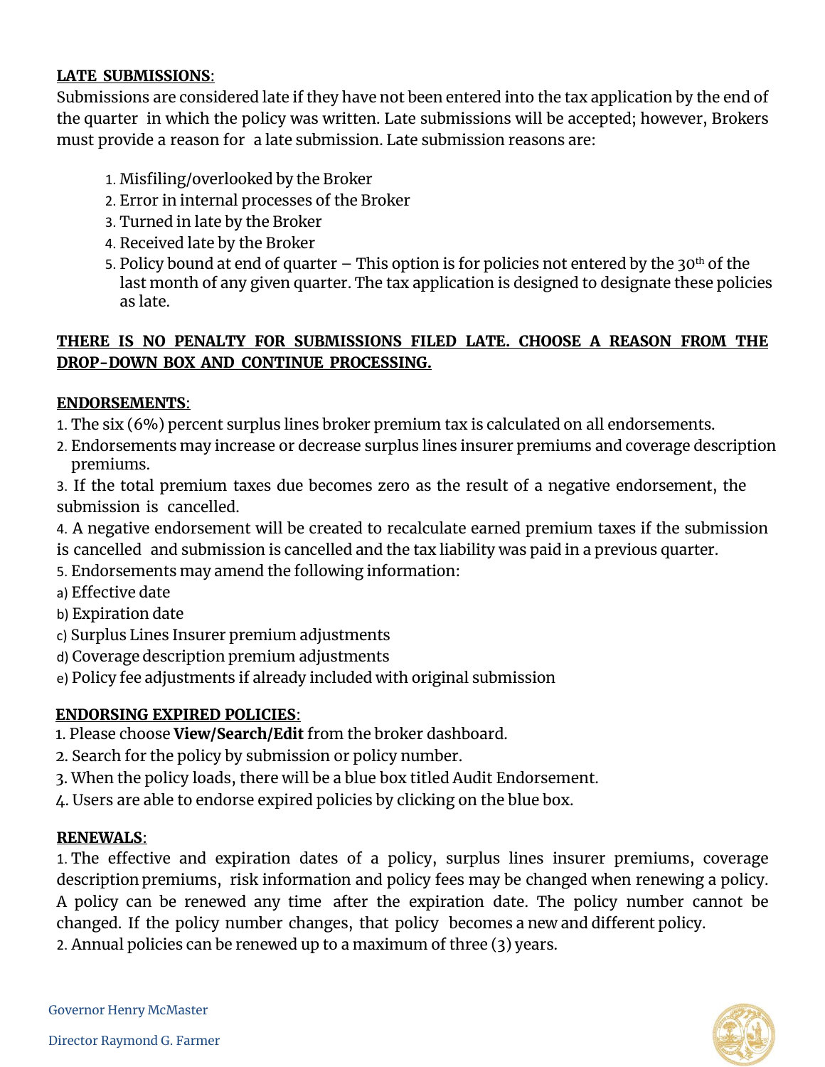**LATE SUBMISSIONS**:

Submissions are considered late if they have not been entered into the tax application by the end of the quarter in which the policy was written. Late submissions will be accepted; however, Brokers must provide a reason for a late submission. Late submission reasons are:

1. Misfiling/overlooked by the Broker
2. Error in internal processes of the Broker
3. Turned in late by the Broker
4. Received late by the Broker
5. Policy bound at end of quarter – This option is for policies not entered by the 30th of the last month of any given quarter. The tax application is designed to designate these policies as late.

**THERE IS NO PENALTY FOR SUBMISSIONS FILED LATE. CHOOSE A REASON FROM THE DROP-DOWN BOX AND CONTINUE PROCESSING.**

**ENDORSEMENTS**:

1. The six (6%) percent surplus lines broker premium tax is calculated on all endorsements.
2. Endorsements may increase or decrease surplus lines insurer premiums and coverage description premiums.
3. If the total premium taxes due becomes zero as the result of a negative endorsement, the submission is cancelled.
4. A negative endorsement will be created to recalculate earned premium taxes if the submission is cancelled and submission is cancelled and the tax liability was paid in a previous quarter.
5. Endorsements may amend the following information:

a) Effective date
b) Expiration date
c) Surplus Lines Insurer premium adjustments
d) Coverage description premium adjustments
e) Policy fee adjustments if already included with original submission

**ENDORSING EXPIRED POLICIES**:

1. Please choose **View/Search/Edit** from the broker dashboard.
2. Search for the policy by submission or policy number.
3. When the policy loads, there will be a blue box titled Audit Endorsement.
4. Users are able to endorse expired policies by clicking on the blue box.

**RENEWALS**:

1. The effective and expiration dates of a policy, surplus lines insurer premiums, coverage description premiums, risk information and policy fees may be changed when renewing a policy. A policy can be renewed any time after the expiration date. The policy number cannot be changed. If the policy number changes, that policy becomes a new and different policy.
2. Annual policies can be renewed up to a maximum of three (3) years.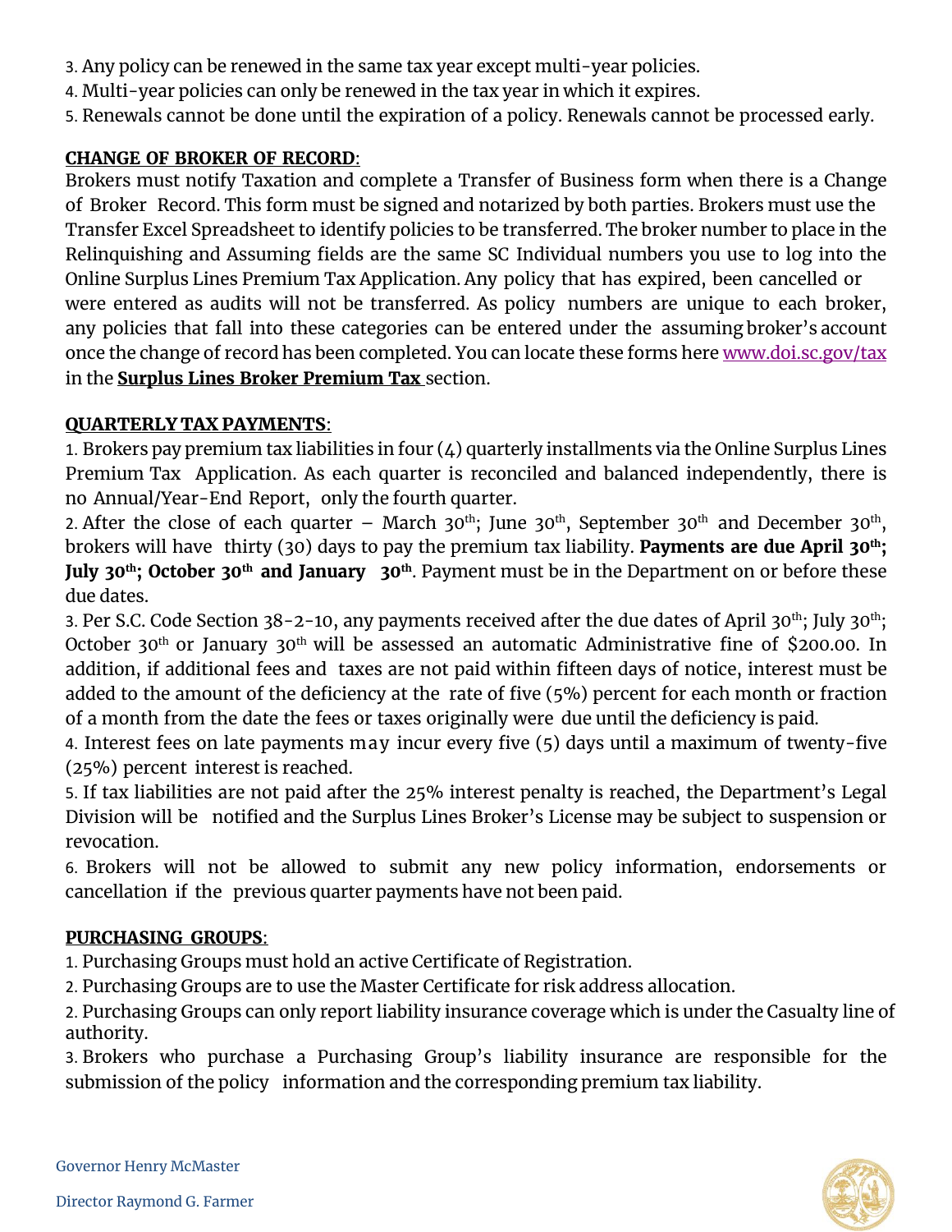3. Any policy can be renewed in the same tax year except multi-year policies.
4. Multi-year policies can only be renewed in the tax year in which it expires.
5. Renewals cannot be done until the expiration of a policy. Renewals cannot be processed early.

**CHANGE OF BROKER OF RECORD**:

Brokers must notify Taxation and complete a Transfer of Business form when there is a Change of Broker Record. This form must be signed and notarized by both parties. Brokers must use the Transfer Excel Spreadsheet to identify policies to be transferred. The broker number to place in the Relinquishing and Assuming fields are the same SC Individual numbers you use to log into the Online Surplus Lines Premium Tax Application. Any policy that has expired, been cancelled or were entered as audits will not be transferred. As policy numbers are unique to each broker, any policies that fall into these categories can be entered under the assuming broker's account once the change of record has been completed. You can locate these forms here www.doi.sc.gov/tax in the **Surplus Lines Broker Premium Tax** section.

**QUARTERLY TAX PAYMENTS**:

1. Brokers pay premium tax liabilities in four (4) quarterly installments via the Online Surplus Lines Premium Tax Application. As each quarter is reconciled and balanced independently, there is no Annual/Year-End Report, only the fourth quarter.
2. After the close of each quarter – March 30th; June 30th, September 30th and December 30th, brokers will have thirty (30) days to pay the premium tax liability. **Payments are due April 30th; July 30th; October 30th and January 30th**. Payment must be in the Department on or before these due dates.
3. Per S.C. Code Section 38-2-10, any payments received after the due dates of April 30th; July 30th; October 30th or January 30th will be assessed an automatic Administrative fine of $200.00. In addition, if additional fees and taxes are not paid within fifteen days of notice, interest must be added to the amount of the deficiency at the rate of five (5%) percent for each month or fraction of a month from the date the fees or taxes originally were due until the deficiency is paid.
4. Interest fees on late payments may incur every five (5) days until a maximum of twenty-five (25%) percent interest is reached.
5. If tax liabilities are not paid after the 25% interest penalty is reached, the Department's Legal Division will be notified and the Surplus Lines Broker's License may be subject to suspension or revocation.
6. Brokers will not be allowed to submit any new policy information, endorsements or cancellation if the previous quarter payments have not been paid.

**PURCHASING GROUPS**:

1. Purchasing Groups must hold an active Certificate of Registration.
2. Purchasing Groups are to use the Master Certificate for risk address allocation.
2. Purchasing Groups can only report liability insurance coverage which is under the Casualty line of authority.
3. Brokers who purchase a Purchasing Group's liability insurance are responsible for the submission of the policy information and the corresponding premium tax liability.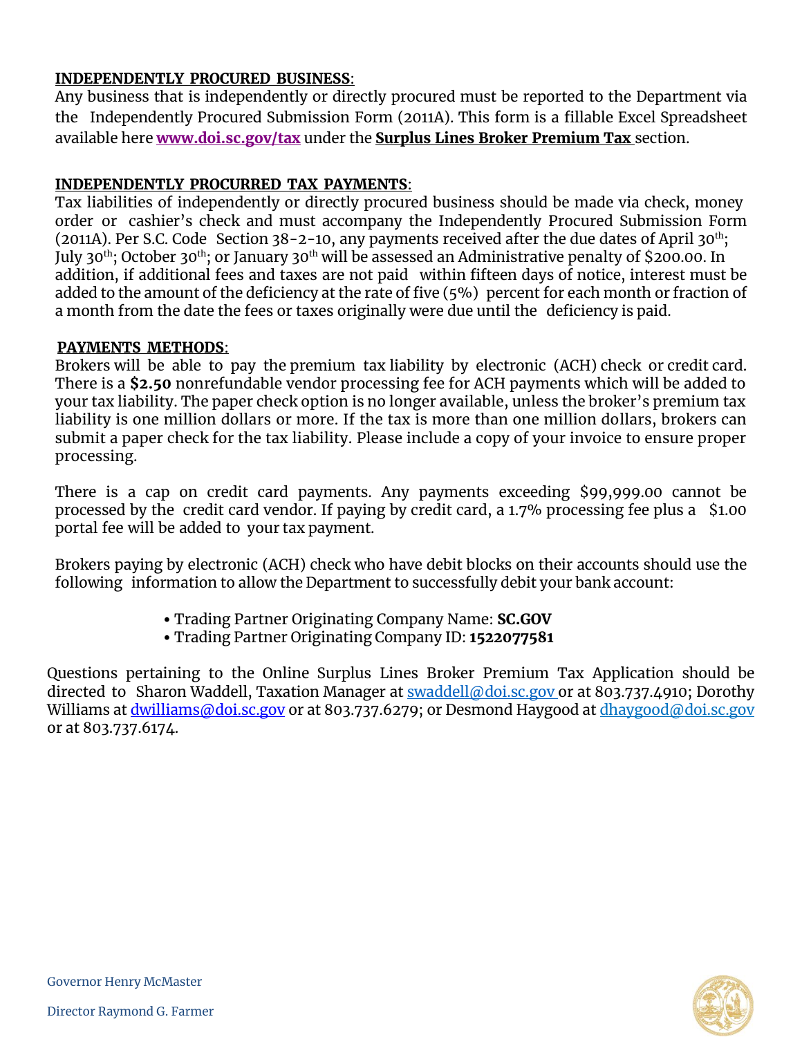**INDEPENDENTLY PROCURED BUSINESS**:

Any business that is independently or directly procured must be reported to the Department via the Independently Procured Submission Form (2011A). This form is a fillable Excel Spreadsheet available here **www.doi.sc.gov/tax** under the **Surplus Lines Broker Premium Tax** section.

**INDEPENDENTLY PROCURRED TAX PAYMENTS**:

Tax liabilities of independently or directly procured business should be made via check, money order or cashier's check and must accompany the Independently Procured Submission Form (2011A). Per S.C. Code Section 38-2-10, any payments received after the due dates of April 30th; July 30th; October 30th; or January 30th will be assessed an Administrative penalty of $200.00. In addition, if additional fees and taxes are not paid within fifteen days of notice, interest must be added to the amount of the deficiency at the rate of five (5%) percent for each month or fraction of a month from the date the fees or taxes originally were due until the deficiency is paid.

**PAYMENTS METHODS**:

Brokers will be able to pay the premium tax liability by electronic (ACH) check or credit card. There is a **$2.50** nonrefundable vendor processing fee for ACH payments which will be added to your tax liability. The paper check option is no longer available, unless the broker's premium tax liability is one million dollars or more. If the tax is more than one million dollars, brokers can submit a paper check for the tax liability. Please include a copy of your invoice to ensure proper processing.

There is a cap on credit card payments. Any payments exceeding $99,999.00 cannot be processed by the credit card vendor. If paying by credit card, a 1.7% processing fee plus a $1.00 portal fee will be added to your tax payment.

Brokers paying by electronic (ACH) check who have debit blocks on their accounts should use the following information to allow the Department to successfully debit your bank account:

- Trading Partner Originating Company Name: **SC.GOV**
- Trading Partner Originating Company ID: **1522077581**

Questions pertaining to the Online Surplus Lines Broker Premium Tax Application should be directed to Sharon Waddell, Taxation Manager at swaddell@doi.sc.gov or at 803.737.4910; Dorothy Williams at dwilliams@doi.sc.gov or at 803.737.6279; or Desmond Haygood at dhaygood@doi.sc.gov or at 803.737.6174.

Governor Henry McMaster

Director Raymond G. Farmer